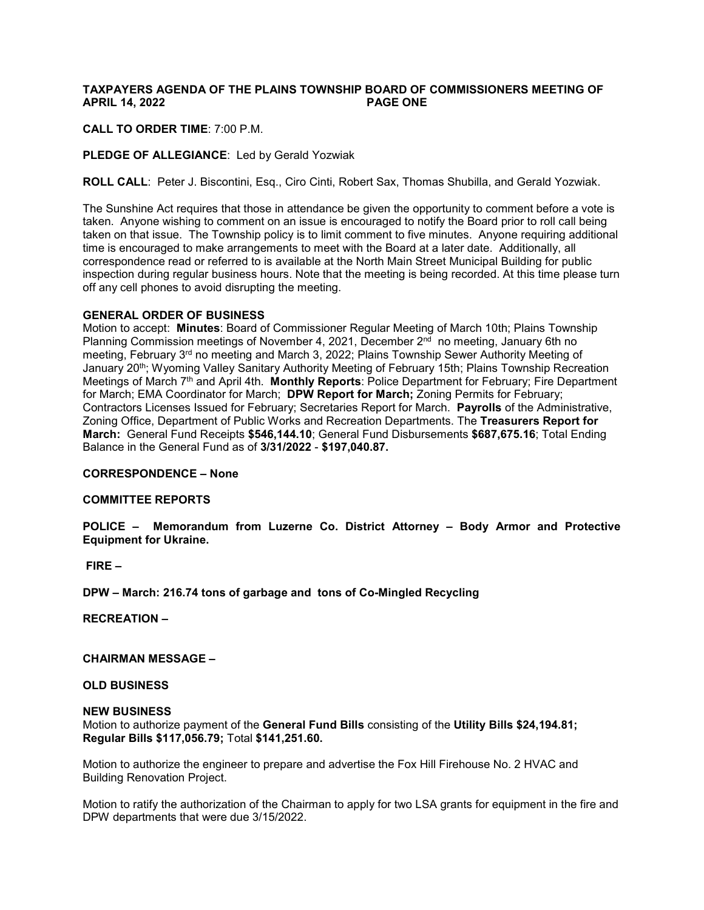**TAXPAYERS AGENDA OF THE PLAINS TOWNSHIP BOARD OF COMMISSIONERS MEETING OF APRIL 14, 2022**

**CALL TO ORDER TIME**: 7:00 P.M.

**PLEDGE OF ALLEGIANCE**: Led by Gerald Yozwiak

**ROLL CALL**: Peter J. Biscontini, Esq., Ciro Cinti, Robert Sax, Thomas Shubilla, and Gerald Yozwiak.

The Sunshine Act requires that those in attendance be given the opportunity to comment before a vote is taken. Anyone wishing to comment on an issue is encouraged to notify the Board prior to roll call being taken on that issue. The Township policy is to limit comment to five minutes. Anyone requiring additional time is encouraged to make arrangements to meet with the Board at a later date. Additionally, all correspondence read or referred to is available at the North Main Street Municipal Building for public inspection during regular business hours. Note that the meeting is being recorded. At this time please turn off any cell phones to avoid disrupting the meeting.

**GENERAL ORDER OF BUSINESS**

Motion to accept: **Minutes**: Board of Commissioner Regular Meeting of March 10th; Plains Township Planning Commission meetings of November 4, 2021, December 2nd no meeting, January 6th no meeting, February 3rd no meeting and March 3, 2022; Plains Township Sewer Authority Meeting of January 20th; Wyoming Valley Sanitary Authority Meeting of February 15th; Plains Township Recreation Meetings of March 7th and April 4th. **Monthly Reports**: Police Department for February; Fire Department for March; EMA Coordinator for March; **DPW Report for March;** Zoning Permits for February; Contractors Licenses Issued for February; Secretaries Report for March. **Payrolls** of the Administrative, Zoning Office, Department of Public Works and Recreation Departments. The **Treasurers Report for March:** General Fund Receipts **$546,144.10**; General Fund Disbursements **$687,675.16**; Total Ending Balance in the General Fund as of **3/31/2022** - **$197,040.87.**

**CORRESPONDENCE – None**

**COMMITTEE REPORTS**

**POLICE – Memorandum from Luzerne Co. District Attorney – Body Armor and Protective Equipment for Ukraine.**

**FIRE –**

**DPW – March: 216.74 tons of garbage and tons of Co-Mingled Recycling**

**RECREATION –**

**CHAIRMAN MESSAGE –**

**OLD BUSINESS**

**NEW BUSINESS**

Motion to authorize payment of the **General Fund Bills** consisting of the **Utility Bills $24,194.81; Regular Bills $117,056.79;** Total **$141,251.60.**

Motion to authorize the engineer to prepare and advertise the Fox Hill Firehouse No. 2 HVAC and Building Renovation Project.

Motion to ratify the authorization of the Chairman to apply for two LSA grants for equipment in the fire and DPW departments that were due 3/15/2022.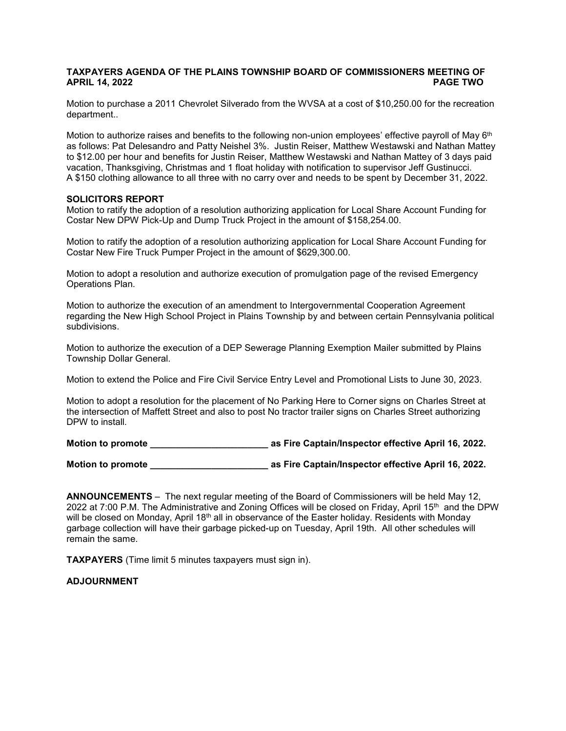Motion to purchase a 2011 Chevrolet Silverado from the WVSA at a cost of $10,250.00 for the recreation department..

Motion to authorize raises and benefits to the following non-union employees' effective payroll of May 6th as follows: Pat Delesandro and Patty Neishel 3%. Justin Reiser, Matthew Westawski and Nathan Mattey to $12.00 per hour and benefits for Justin Reiser, Matthew Westawski and Nathan Mattey of 3 days paid vacation, Thanksgiving, Christmas and 1 float holiday with notification to supervisor Jeff Gustinucci. A $150 clothing allowance to all three with no carry over and needs to be spent by December 31, 2022.

**SOLICITORS REPORT**

Motion to ratify the adoption of a resolution authorizing application for Local Share Account Funding for Costar New DPW Pick-Up and Dump Truck Project in the amount of $158,254.00.

Motion to ratify the adoption of a resolution authorizing application for Local Share Account Funding for Costar New Fire Truck Pumper Project in the amount of $629,300.00.

Motion to adopt a resolution and authorize execution of promulgation page of the revised Emergency Operations Plan.

Motion to authorize the execution of an amendment to Intergovernmental Cooperation Agreement regarding the New High School Project in Plains Township by and between certain Pennsylvania political subdivisions.

Motion to authorize the execution of a DEP Sewerage Planning Exemption Mailer submitted by Plains Township Dollar General.

Motion to extend the Police and Fire Civil Service Entry Level and Promotional Lists to June 30, 2023.

Motion to adopt a resolution for the placement of No Parking Here to Corner signs on Charles Street at the intersection of Maffett Street and also to post No tractor trailer signs on Charles Street authorizing DPW to install.

**Motion to promote _______________________ as Fire Captain/Inspector effective April 16, 2022.**

**Motion to promote _______________________ as Fire Captain/Inspector effective April 16, 2022.**

**ANNOUNCEMENTS** – The next regular meeting of the Board of Commissioners will be held May 12, 2022 at 7:00 P.M. The Administrative and Zoning Offices will be closed on Friday, April 15th and the DPW will be closed on Monday, April 18th all in observance of the Easter holiday. Residents with Monday garbage collection will have their garbage picked-up on Tuesday, April 19th. All other schedules will remain the same.

**TAXPAYERS** (Time limit 5 minutes taxpayers must sign in).

**ADJOURNMENT**